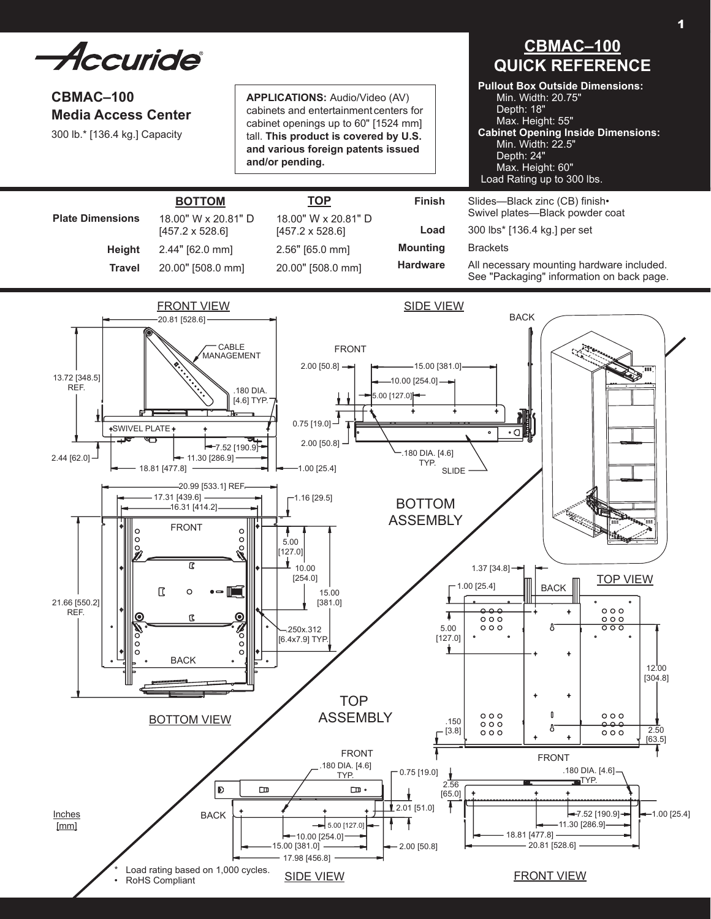# Accuride

## CBMAC–100 Media Access Center

300 lb.* [136.4 kg.] Capacity

**APPLICATIONS:** Audio/Video (AV) cabinets and entertainment centers for cabinet openings up to 60" [1524 mm] tall. **This product is covered by U.S. and various foreign patents issued and/or pending.**

## CBMAC–100 QUICK REFERENCE

**Pullout Box Outside Dimensions:**
- Min. Width: 20.75"
- Depth: 18"
- Max. Height: 55"

**Cabinet Opening Inside Dimensions:**
- Min. Width: 22.5"
- Depth: 24"
- Max. Height: 60"

Load Rating up to 300 lbs.

| | BOTTOM | TOP |
|---|---|---|
| **Plate Dimensions** | 18.00" W x 20.81" D [457.2 x 528.6] | 18.00" W x 20.81" D [457.2 x 528.6] |
| **Height** | 2.44" [62.0 mm] | 2.56" [65.0 mm] |
| **Travel** | 20.00" [508.0 mm] | 20.00" [508.0 mm] |

| | |
|---|---|
| **Finish** | Slides—Black zinc (CB) finish• Swivel plates—Black powder coat |
| **Load** | 300 lbs* [136.4 kg.] per set |
| **Mounting** | Brackets |
| **Hardware** | All necessary mounting hardware included. See "Packaging" information on back page. |

Inches [mm]

\* Load rating based on 1,000 cycles.
• RoHS Compliant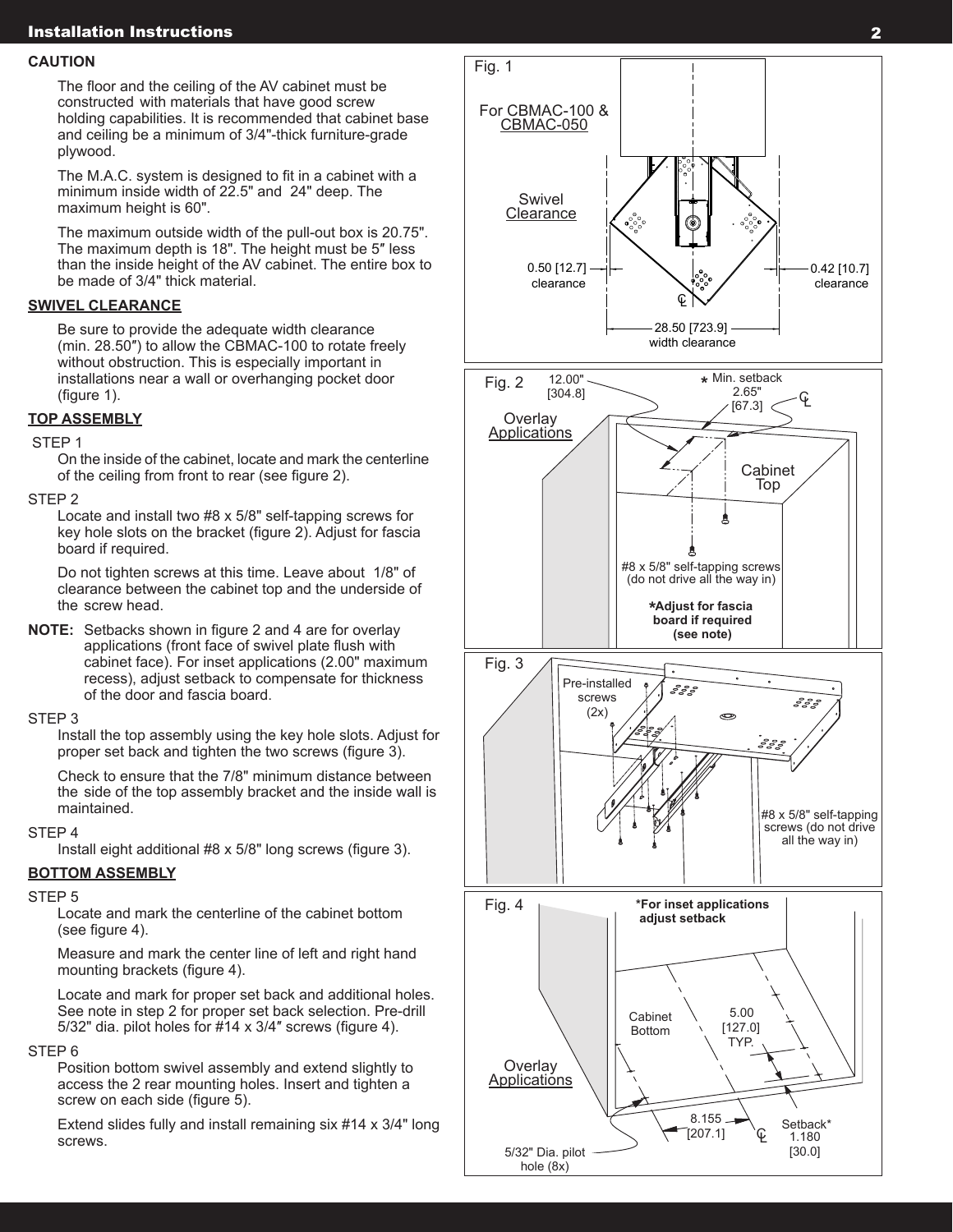**CAUTION**

The floor and the ceiling of the AV cabinet must be constructed with materials that have good screw holding capabilities. It is recommended that cabinet base and ceiling be a minimum of 3/4"-thick furniture-grade plywood.

The M.A.C. system is designed to fit in a cabinet with a minimum inside width of 22.5" and 24" deep. The maximum height is 60".

The maximum outside width of the pull-out box is 20.75". The maximum depth is 18". The height must be 5″ less than the inside height of the AV cabinet. The entire box to be made of 3/4" thick material.

## SWIVEL CLEARANCE

Be sure to provide the adequate width clearance (min. 28.50″) to allow the CBMAC-100 to rotate freely without obstruction. This is especially important in installations near a wall or overhanging pocket door (figure 1).

## TOP ASSEMBLY

STEP 1

On the inside of the cabinet, locate and mark the centerline of the ceiling from front to rear (see figure 2).

STEP 2

Locate and install two #8 x 5/8" self-tapping screws for key hole slots on the bracket (figure 2). Adjust for fascia board if required.

Do not tighten screws at this time. Leave about 1/8" of clearance between the cabinet top and the underside of the screw head.

**NOTE:** Setbacks shown in figure 2 and 4 are for overlay applications (front face of swivel plate flush with cabinet face). For inset applications (2.00" maximum recess), adjust setback to compensate for thickness of the door and fascia board.

STEP 3

Install the top assembly using the key hole slots. Adjust for proper set back and tighten the two screws (figure 3).

Check to ensure that the 7/8" minimum distance between the side of the top assembly bracket and the inside wall is maintained.

STEP 4

Install eight additional #8 x 5/8" long screws (figure 3).

## BOTTOM ASSEMBLY

STEP 5

Locate and mark the centerline of the cabinet bottom (see figure 4).

Measure and mark the center line of left and right hand mounting brackets (figure 4).

Locate and mark for proper set back and additional holes. See note in step 2 for proper set back selection. Pre-drill 5/32" dia. pilot holes for #14 x 3/4″ screws (figure 4).

STEP 6

Position bottom swivel assembly and extend slightly to access the 2 rear mounting holes. Insert and tighten a screw on each side (figure 5).

Extend slides fully and install remaining six #14 x 3/4" long screws.

Fig. 1 — For CBMAC-100 & CBMAC-050. Swivel Clearance. 0.50 [12.7] clearance; 0.42 [10.7] clearance; 28.50 [723.9] width clearance.

Fig. 2 — Overlay Applications. 12.00" [304.8]; * Min. setback 2.65" [67.3]; Cabinet Top; #8 x 5/8" self-tapping screws (do not drive all the way in). ***Adjust for fascia board if required (see note)**

Fig. 3 — Pre-installed screws (2x); #8 x 5/8" self-tapping screws (do not drive all the way in)

Fig. 4 — ***For inset applications adjust setback**. Overlay Applications; Cabinet Bottom; 5.00 [127.0] TYP.; 8.155 [207.1]; Setback* 1.180 [30.0]; 5/32" Dia. pilot hole (8x)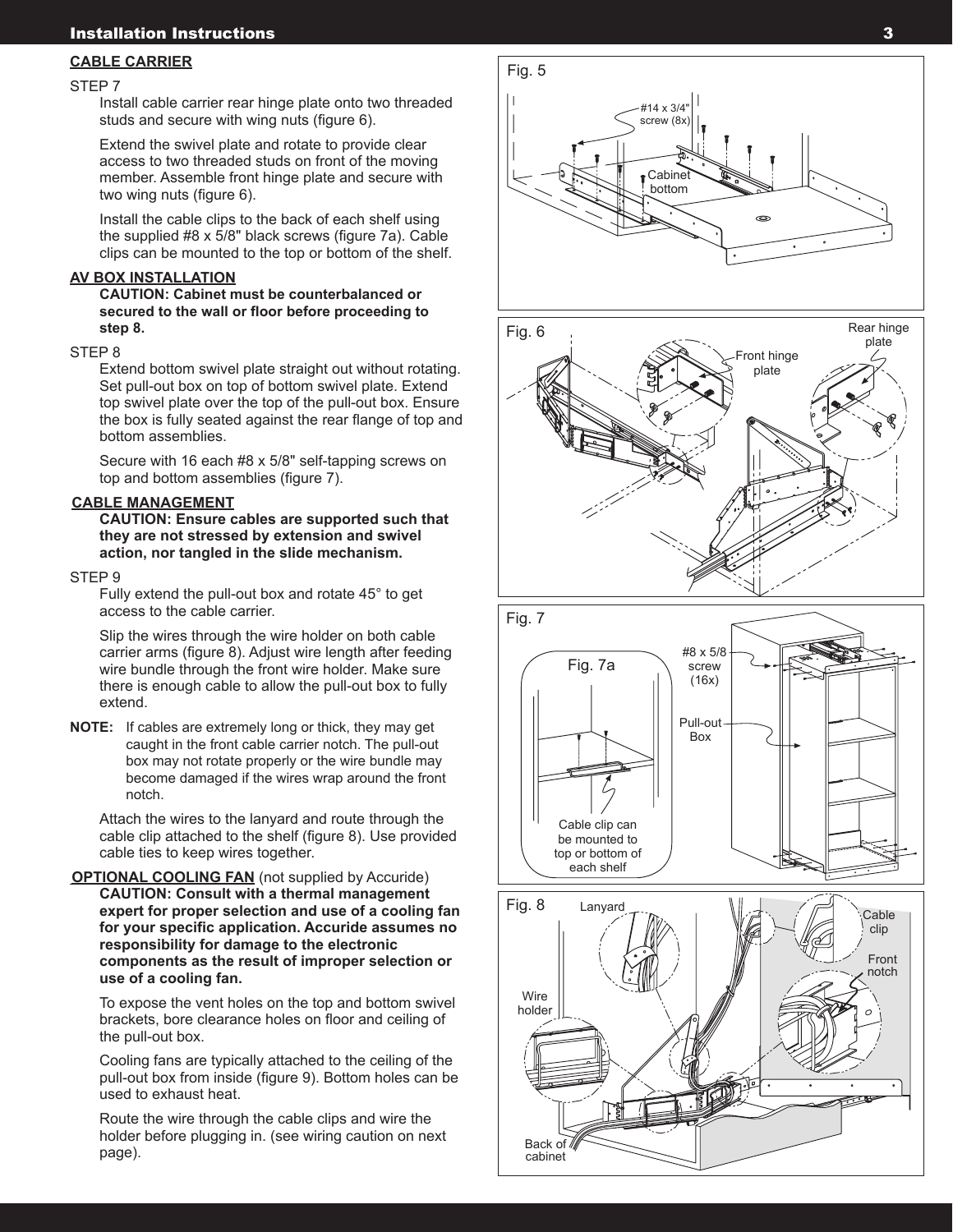## CABLE CARRIER

STEP 7

Install cable carrier rear hinge plate onto two threaded studs and secure with wing nuts (figure 6).

Extend the swivel plate and rotate to provide clear access to two threaded studs on front of the moving member. Assemble front hinge plate and secure with two wing nuts (figure 6).

Install the cable clips to the back of each shelf using the supplied #8 x 5/8" black screws (figure 7a). Cable clips can be mounted to the top or bottom of the shelf.

## AV BOX INSTALLATION

**CAUTION: Cabinet must be counterbalanced or secured to the wall or floor before proceeding to step 8.**

STEP 8

Extend bottom swivel plate straight out without rotating. Set pull-out box on top of bottom swivel plate. Extend top swivel plate over the top of the pull-out box. Ensure the box is fully seated against the rear flange of top and bottom assemblies.

Secure with 16 each #8 x 5/8" self-tapping screws on top and bottom assemblies (figure 7).

## CABLE MANAGEMENT

**CAUTION: Ensure cables are supported such that they are not stressed by extension and swivel action, nor tangled in the slide mechanism.**

STEP 9

Fully extend the pull-out box and rotate 45° to get access to the cable carrier.

Slip the wires through the wire holder on both cable carrier arms (figure 8). Adjust wire length after feeding wire bundle through the front wire holder. Make sure there is enough cable to allow the pull-out box to fully extend.

**NOTE:** If cables are extremely long or thick, they may get caught in the front cable carrier notch. The pull-out box may not rotate properly or the wire bundle may become damaged if the wires wrap around the front notch.

Attach the wires to the lanyard and route through the cable clip attached to the shelf (figure 8). Use provided cable ties to keep wires together.

## OPTIONAL COOLING FAN (not supplied by Accuride)

**CAUTION: Consult with a thermal management expert for proper selection and use of a cooling fan for your specific application. Accuride assumes no responsibility for damage to the electronic components as the result of improper selection or use of a cooling fan.**

To expose the vent holes on the top and bottom swivel brackets, bore clearance holes on floor and ceiling of the pull-out box.

Cooling fans are typically attached to the ceiling of the pull-out box from inside (figure 9). Bottom holes can be used to exhaust heat.

Route the wire through the cable clips and wire the holder before plugging in. (see wiring caution on next page).

Fig. 5

#14 x 3/4" screw (8x)

Cabinet bottom

Fig. 6

Front hinge plate

Rear hinge plate

Fig. 7

Fig. 7a

Cable clip can be mounted to top or bottom of each shelf

#8 x 5/8 screw (16x)

Pull-out Box

Fig. 8

Lanyard

Cable clip

Front notch

Wire holder

Back of cabinet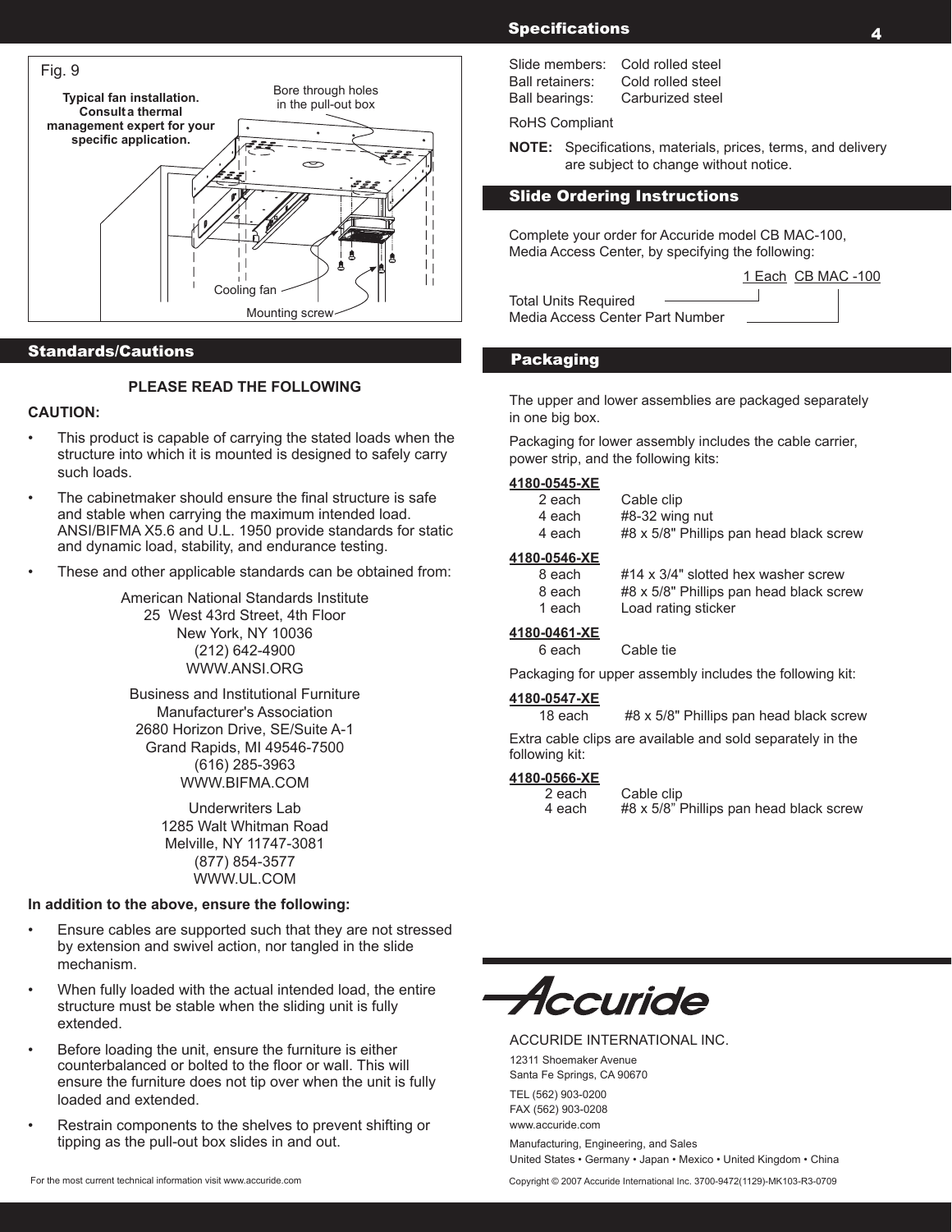Fig. 9

Typical fan installation. Consult a thermal management expert for your specific application.

Bore through holes in the pull-out box

Cooling fan

Mounting screw

## Standards/Cautions

**PLEASE READ THE FOLLOWING**

**CAUTION:**

- This product is capable of carrying the stated loads when the structure into which it is mounted is designed to safely carry such loads.
- The cabinetmaker should ensure the final structure is safe and stable when carrying the maximum intended load. ANSI/BIFMA X5.6 and U.L. 1950 provide standards for static and dynamic load, stability, and endurance testing.
- These and other applicable standards can be obtained from:

American National Standards Institute
25 West 43rd Street, 4th Floor
New York, NY 10036
(212) 642-4900
WWW.ANSI.ORG

Business and Institutional Furniture
Manufacturer's Association
2680 Horizon Drive, SE/Suite A-1
Grand Rapids, MI 49546-7500
(616) 285-3963
WWW.BIFMA.COM

Underwriters Lab
1285 Walt Whitman Road
Melville, NY 11747-3081
(877) 854-3577
WWW.UL.COM

**In addition to the above, ensure the following:**

- Ensure cables are supported such that they are not stressed by extension and swivel action, nor tangled in the slide mechanism.
- When fully loaded with the actual intended load, the entire structure must be stable when the sliding unit is fully extended.
- Before loading the unit, ensure the furniture is either counterbalanced or bolted to the floor or wall. This will ensure the furniture does not tip over when the unit is fully loaded and extended.
- Restrain components to the shelves to prevent shifting or tipping as the pull-out box slides in and out.

For the most current technical information visit www.accuride.com

## Specifications

| | |
|---|---|
| Slide members: | Cold rolled steel |
| Ball retainers: | Cold rolled steel |
| Ball bearings: | Carburized steel |

RoHS Compliant

**NOTE:** Specifications, materials, prices, terms, and delivery are subject to change without notice.

## Slide Ordering Instructions

Complete your order for Accuride model CB MAC-100, Media Access Center, by specifying the following:

1 Each CB MAC -100

Total Units Required
Media Access Center Part Number

## Packaging

The upper and lower assemblies are packaged separately in one big box.

Packaging for lower assembly includes the cable carrier, power strip, and the following kits:

**4180-0545-XE**

| | |
|---|---|
| 2 each | Cable clip |
| 4 each | #8-32 wing nut |
| 4 each | #8 x 5/8" Phillips pan head black screw |

**4180-0546-XE**

| | |
|---|---|
| 8 each | #14 x 3/4" slotted hex washer screw |
| 8 each | #8 x 5/8" Phillips pan head black screw |
| 1 each | Load rating sticker |

**4180-0461-XE**

| | |
|---|---|
| 6 each | Cable tie |

Packaging for upper assembly includes the following kit:

**4180-0547-XE**

| | |
|---|---|
| 18 each | #8 x 5/8" Phillips pan head black screw |

Extra cable clips are available and sold separately in the following kit:

**4180-0566-XE**

| | |
|---|---|
| 2 each | Cable clip |
| 4 each | #8 x 5/8" Phillips pan head black screw |

Accuride

ACCURIDE INTERNATIONAL INC.

12311 Shoemaker Avenue
Santa Fe Springs, CA 90670

TEL (562) 903-0200
FAX (562) 903-0208
www.accuride.com

Manufacturing, Engineering, and Sales
United States • Germany • Japan • Mexico • United Kingdom • China

Copyright © 2007 Accuride International Inc. 3700-9472(1129)-MK103-R3-0709